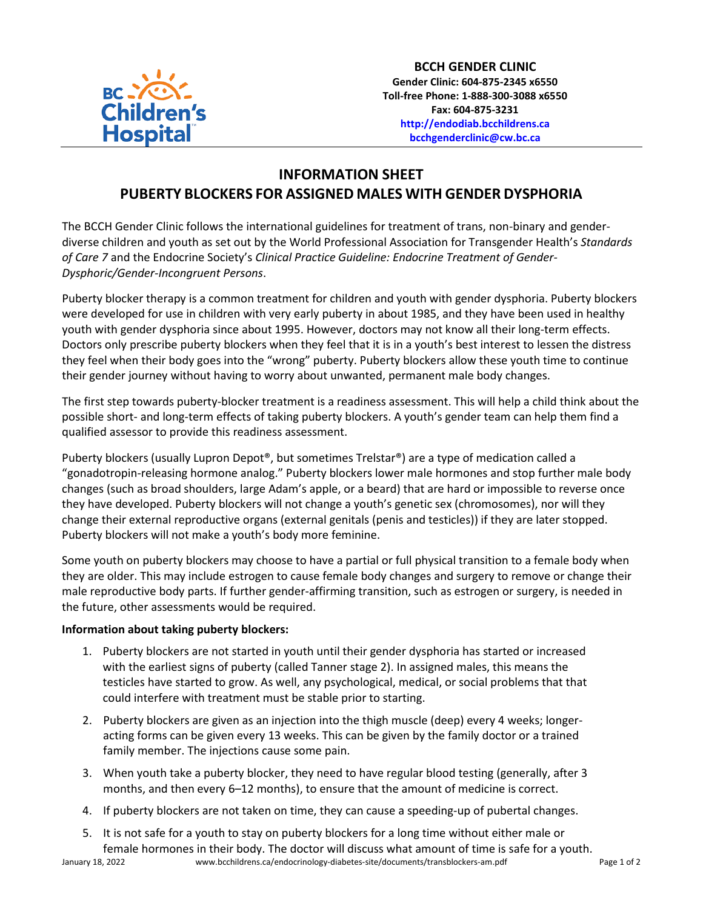**BCCH GENDER CLINIC**
**Gender Clinic: 604-875-2345 x6550**
**Toll-free Phone: 1-888-300-3088 x6550**
**Fax: 604-875-3231**
**http://endodiab.bcchildrens.ca**
**bcchgenderclinic@cw.bc.ca**

# INFORMATION SHEET
# PUBERTY BLOCKERS FOR ASSIGNED MALES WITH GENDER DYSPHORIA

The BCCH Gender Clinic follows the international guidelines for treatment of trans, non-binary and gender-diverse children and youth as set out by the World Professional Association for Transgender Health's *Standards of Care 7* and the Endocrine Society's *Clinical Practice Guideline: Endocrine Treatment of Gender-Dysphoric/Gender-Incongruent Persons*.

Puberty blocker therapy is a common treatment for children and youth with gender dysphoria. Puberty blockers were developed for use in children with very early puberty in about 1985, and they have been used in healthy youth with gender dysphoria since about 1995. However, doctors may not know all their long-term effects. Doctors only prescribe puberty blockers when they feel that it is in a youth's best interest to lessen the distress they feel when their body goes into the "wrong" puberty. Puberty blockers allow these youth time to continue their gender journey without having to worry about unwanted, permanent male body changes.

The first step towards puberty-blocker treatment is a readiness assessment. This will help a child think about the possible short- and long-term effects of taking puberty blockers. A youth's gender team can help them find a qualified assessor to provide this readiness assessment.

Puberty blockers (usually Lupron Depot®, but sometimes Trelstar®) are a type of medication called a "gonadotropin-releasing hormone analog." Puberty blockers lower male hormones and stop further male body changes (such as broad shoulders, large Adam's apple, or a beard) that are hard or impossible to reverse once they have developed. Puberty blockers will not change a youth's genetic sex (chromosomes), nor will they change their external reproductive organs (external genitals (penis and testicles)) if they are later stopped. Puberty blockers will not make a youth's body more feminine.

Some youth on puberty blockers may choose to have a partial or full physical transition to a female body when they are older. This may include estrogen to cause female body changes and surgery to remove or change their male reproductive body parts. If further gender-affirming transition, such as estrogen or surgery, is needed in the future, other assessments would be required.

**Information about taking puberty blockers:**

1. Puberty blockers are not started in youth until their gender dysphoria has started or increased with the earliest signs of puberty (called Tanner stage 2). In assigned males, this means the testicles have started to grow. As well, any psychological, medical, or social problems that that could interfere with treatment must be stable prior to starting.
2. Puberty blockers are given as an injection into the thigh muscle (deep) every 4 weeks; longer-acting forms can be given every 13 weeks. This can be given by the family doctor or a trained family member. The injections cause some pain.
3. When youth take a puberty blocker, they need to have regular blood testing (generally, after 3 months, and then every 6–12 months), to ensure that the amount of medicine is correct.
4. If puberty blockers are not taken on time, they can cause a speeding-up of pubertal changes.
5. It is not safe for a youth to stay on puberty blockers for a long time without either male or female hormones in their body. The doctor will discuss what amount of time is safe for a youth.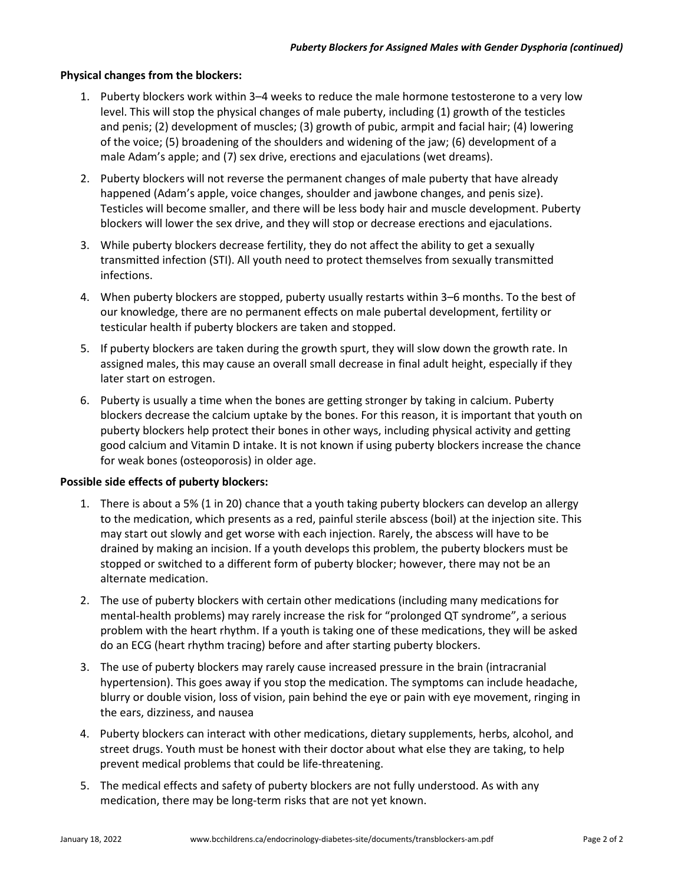**Physical changes from the blockers:**

1. Puberty blockers work within 3–4 weeks to reduce the male hormone testosterone to a very low level. This will stop the physical changes of male puberty, including (1) growth of the testicles and penis; (2) development of muscles; (3) growth of pubic, armpit and facial hair; (4) lowering of the voice; (5) broadening of the shoulders and widening of the jaw; (6) development of a male Adam's apple; and (7) sex drive, erections and ejaculations (wet dreams).
2. Puberty blockers will not reverse the permanent changes of male puberty that have already happened (Adam's apple, voice changes, shoulder and jawbone changes, and penis size). Testicles will become smaller, and there will be less body hair and muscle development. Puberty blockers will lower the sex drive, and they will stop or decrease erections and ejaculations.
3. While puberty blockers decrease fertility, they do not affect the ability to get a sexually transmitted infection (STI). All youth need to protect themselves from sexually transmitted infections.
4. When puberty blockers are stopped, puberty usually restarts within 3–6 months. To the best of our knowledge, there are no permanent effects on male pubertal development, fertility or testicular health if puberty blockers are taken and stopped.
5. If puberty blockers are taken during the growth spurt, they will slow down the growth rate. In assigned males, this may cause an overall small decrease in final adult height, especially if they later start on estrogen.
6. Puberty is usually a time when the bones are getting stronger by taking in calcium. Puberty blockers decrease the calcium uptake by the bones. For this reason, it is important that youth on puberty blockers help protect their bones in other ways, including physical activity and getting good calcium and Vitamin D intake. It is not known if using puberty blockers increase the chance for weak bones (osteoporosis) in older age.

**Possible side effects of puberty blockers:**

1. There is about a 5% (1 in 20) chance that a youth taking puberty blockers can develop an allergy to the medication, which presents as a red, painful sterile abscess (boil) at the injection site. This may start out slowly and get worse with each injection. Rarely, the abscess will have to be drained by making an incision. If a youth develops this problem, the puberty blockers must be stopped or switched to a different form of puberty blocker; however, there may not be an alternate medication.
2. The use of puberty blockers with certain other medications (including many medications for mental-health problems) may rarely increase the risk for "prolonged QT syndrome", a serious problem with the heart rhythm. If a youth is taking one of these medications, they will be asked do an ECG (heart rhythm tracing) before and after starting puberty blockers.
3. The use of puberty blockers may rarely cause increased pressure in the brain (intracranial hypertension). This goes away if you stop the medication. The symptoms can include headache, blurry or double vision, loss of vision, pain behind the eye or pain with eye movement, ringing in the ears, dizziness, and nausea
4. Puberty blockers can interact with other medications, dietary supplements, herbs, alcohol, and street drugs. Youth must be honest with their doctor about what else they are taking, to help prevent medical problems that could be life-threatening.
5. The medical effects and safety of puberty blockers are not fully understood. As with any medication, there may be long-term risks that are not yet known.